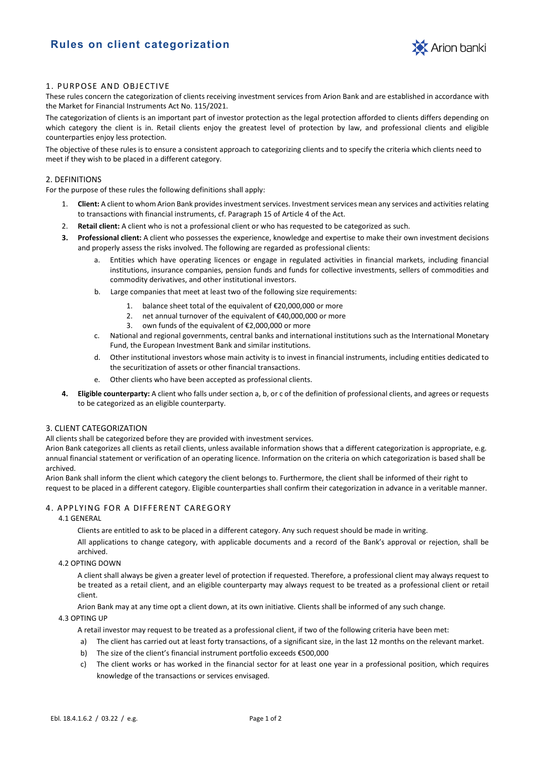# Rules on client categorization

## 1. PURPOSE AND OBJECTIVE

These rules concern the categorization of clients receiving investment services from Arion Bank and are established in accordance with the Market for Financial Instruments Act No. 115/2021.

The categorization of clients is an important part of investor protection as the legal protection afforded to clients differs depending on which category the client is in. Retail clients enjoy the greatest level of protection by law, and professional clients and eligible counterparties enjoy less protection.

The objective of these rules is to ensure a consistent approach to categorizing clients and to specify the criteria which clients need to meet if they wish to be placed in a different category.

## 2. DEFINITIONS

For the purpose of these rules the following definitions shall apply:

1. **Client:** A client to whom Arion Bank provides investment services. Investment services mean any services and activities relating to transactions with financial instruments, cf. Paragraph 15 of Article 4 of the Act.
2. **Retail client:** A client who is not a professional client or who has requested to be categorized as such.
3. **Professional client:** A client who possesses the experience, knowledge and expertise to make their own investment decisions and properly assess the risks involved. The following are regarded as professional clients:
   a. Entities which have operating licences or engage in regulated activities in financial markets, including financial institutions, insurance companies, pension funds and funds for collective investments, sellers of commodities and commodity derivatives, and other institutional investors.
   b. Large companies that meet at least two of the following size requirements:
      1. balance sheet total of the equivalent of €20,000,000 or more
      2. net annual turnover of the equivalent of €40,000,000 or more
      3. own funds of the equivalent of €2,000,000 or more
   c. National and regional governments, central banks and international institutions such as the International Monetary Fund, the European Investment Bank and similar institutions.
   d. Other institutional investors whose main activity is to invest in financial instruments, including entities dedicated to the securitization of assets or other financial transactions.
   e. Other clients who have been accepted as professional clients.
4. **Eligible counterparty:** A client who falls under section a, b, or c of the definition of professional clients, and agrees or requests to be categorized as an eligible counterparty.

## 3. CLIENT CATEGORIZATION

All clients shall be categorized before they are provided with investment services.

Arion Bank categorizes all clients as retail clients, unless available information shows that a different categorization is appropriate, e.g. annual financial statement or verification of an operating licence. Information on the criteria on which categorization is based shall be archived.

Arion Bank shall inform the client which category the client belongs to. Furthermore, the client shall be informed of their right to request to be placed in a different category. Eligible counterparties shall confirm their categorization in advance in a veritable manner.

## 4. APPLYING FOR A DIFFERENT CAREGORY

### 4.1 GENERAL

Clients are entitled to ask to be placed in a different category. Any such request should be made in writing.

All applications to change category, with applicable documents and a record of the Bank's approval or rejection, shall be archived.

### 4.2 OPTING DOWN

A client shall always be given a greater level of protection if requested. Therefore, a professional client may always request to be treated as a retail client, and an eligible counterparty may always request to be treated as a professional client or retail client.

Arion Bank may at any time opt a client down, at its own initiative. Clients shall be informed of any such change.

### 4.3 OPTING UP

A retail investor may request to be treated as a professional client, if two of the following criteria have been met:

a) The client has carried out at least forty transactions, of a significant size, in the last 12 months on the relevant market.

b) The size of the client's financial instrument portfolio exceeds €500,000

c) The client works or has worked in the financial sector for at least one year in a professional position, which requires knowledge of the transactions or services envisaged.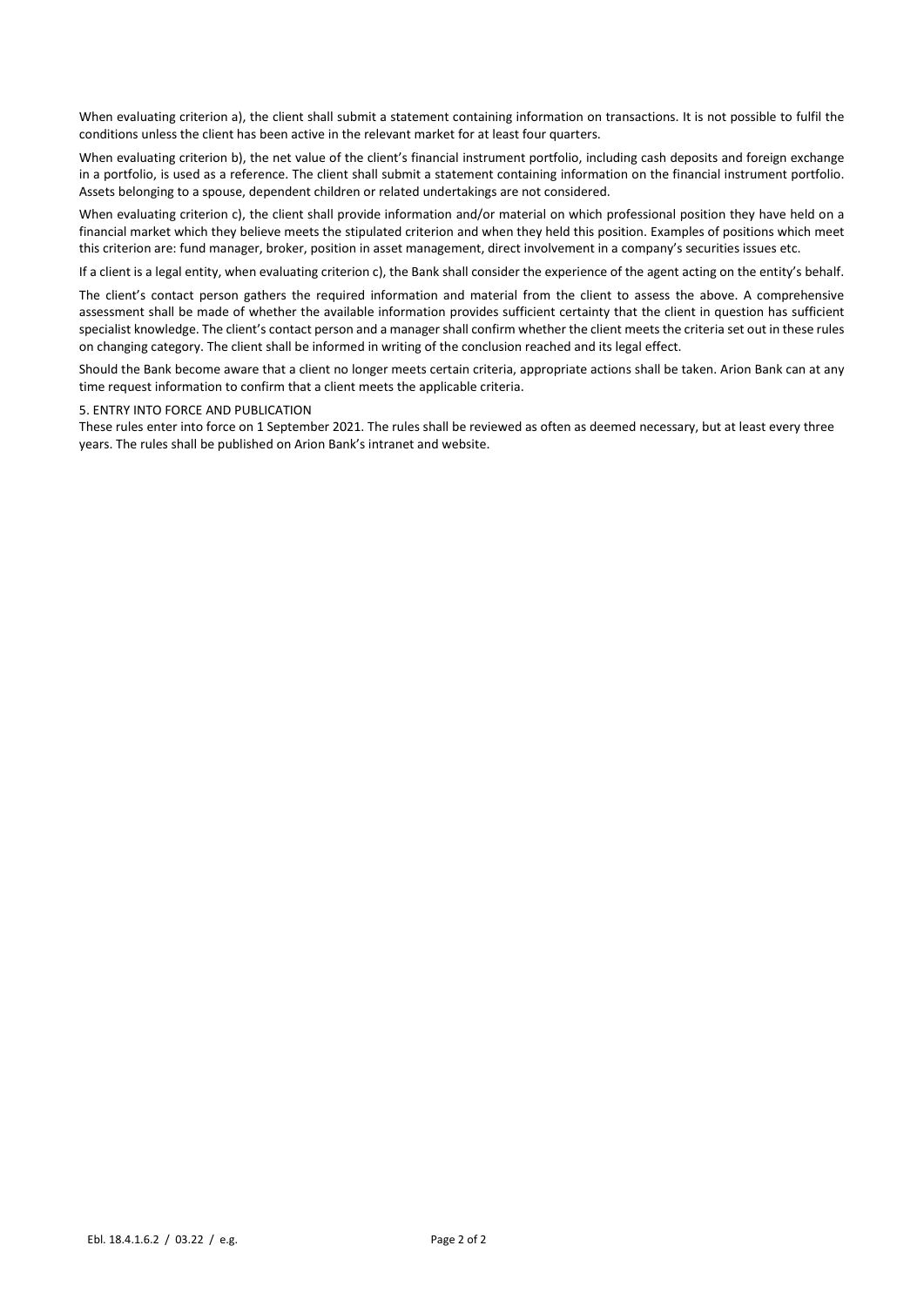When evaluating criterion a), the client shall submit a statement containing information on transactions. It is not possible to fulfil the conditions unless the client has been active in the relevant market for at least four quarters.

When evaluating criterion b), the net value of the client's financial instrument portfolio, including cash deposits and foreign exchange in a portfolio, is used as a reference. The client shall submit a statement containing information on the financial instrument portfolio. Assets belonging to a spouse, dependent children or related undertakings are not considered.

When evaluating criterion c), the client shall provide information and/or material on which professional position they have held on a financial market which they believe meets the stipulated criterion and when they held this position. Examples of positions which meet this criterion are: fund manager, broker, position in asset management, direct involvement in a company's securities issues etc.

If a client is a legal entity, when evaluating criterion c), the Bank shall consider the experience of the agent acting on the entity's behalf.

The client's contact person gathers the required information and material from the client to assess the above. A comprehensive assessment shall be made of whether the available information provides sufficient certainty that the client in question has sufficient specialist knowledge. The client's contact person and a manager shall confirm whether the client meets the criteria set out in these rules on changing category. The client shall be informed in writing of the conclusion reached and its legal effect.

Should the Bank become aware that a client no longer meets certain criteria, appropriate actions shall be taken. Arion Bank can at any time request information to confirm that a client meets the applicable criteria.

## 5. ENTRY INTO FORCE AND PUBLICATION

These rules enter into force on 1 September 2021. The rules shall be reviewed as often as deemed necessary, but at least every three years. The rules shall be published on Arion Bank's intranet and website.

Ebl. 18.4.1.6.2 / 03.22 / e.g.